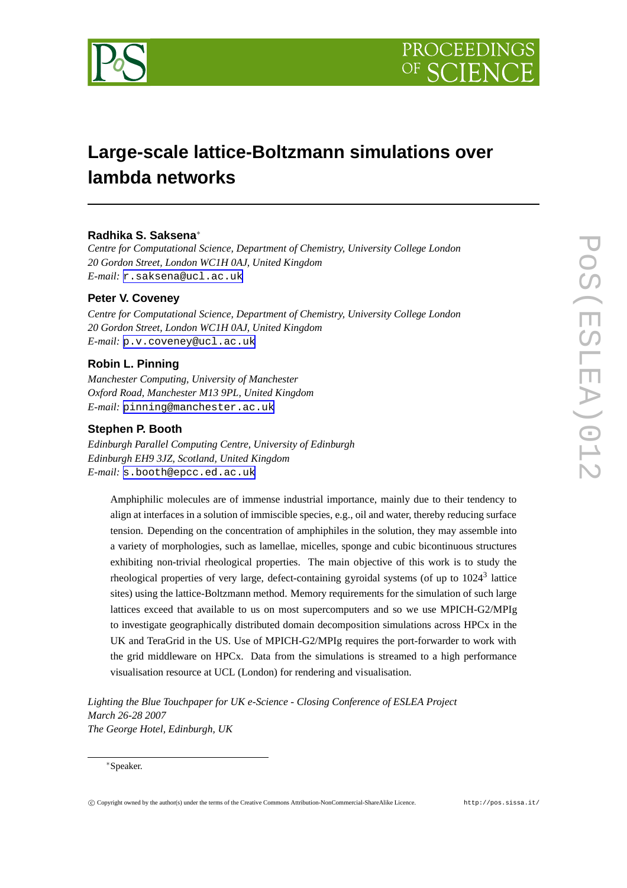# Large-scale lattice-Boltzmann simulations over lambda networks

**Radhika S. Saksena***

*Centre for Computational Science, Department of Chemistry, University College London*
*20 Gordon Street, London WC1H 0AJ, United Kingdom*
*E-mail:* r.saksena@ucl.ac.uk

**Peter V. Coveney**

*Centre for Computational Science, Department of Chemistry, University College London*
*20 Gordon Street, London WC1H 0AJ, United Kingdom*
*E-mail:* p.v.coveney@ucl.ac.uk

**Robin L. Pinning**

*Manchester Computing, University of Manchester*
*Oxford Road, Manchester M13 9PL, United Kingdom*
*E-mail:* pinning@manchester.ac.uk

**Stephen P. Booth**

*Edinburgh Parallel Computing Centre, University of Edinburgh*
*Edinburgh EH9 3JZ, Scotland, United Kingdom*
*E-mail:* s.booth@epcc.ed.ac.uk

Amphiphilic molecules are of immense industrial importance, mainly due to their tendency to align at interfaces in a solution of immiscible species, e.g., oil and water, thereby reducing surface tension. Depending on the concentration of amphiphiles in the solution, they may assemble into a variety of morphologies, such as lamellae, micelles, sponge and cubic bicontinuous structures exhibiting non-trivial rheological properties. The main objective of this work is to study the rheological properties of very large, defect-containing gyroidal systems (of up to $1024^3$ lattice sites) using the lattice-Boltzmann method. Memory requirements for the simulation of such large lattices exceed that available to us on most supercomputers and so we use MPICH-G2/MPIg to investigate geographically distributed domain decomposition simulations across HPCx in the UK and TeraGrid in the US. Use of MPICH-G2/MPIg requires the port-forwarder to work with the grid middleware on HPCx. Data from the simulations is streamed to a high performance visualisation resource at UCL (London) for rendering and visualisation.

*Lighting the Blue Touchpaper for UK e-Science - Closing Conference of ESLEA Project*
*March 26-28 2007*
*The George Hotel, Edinburgh, UK*

*Speaker.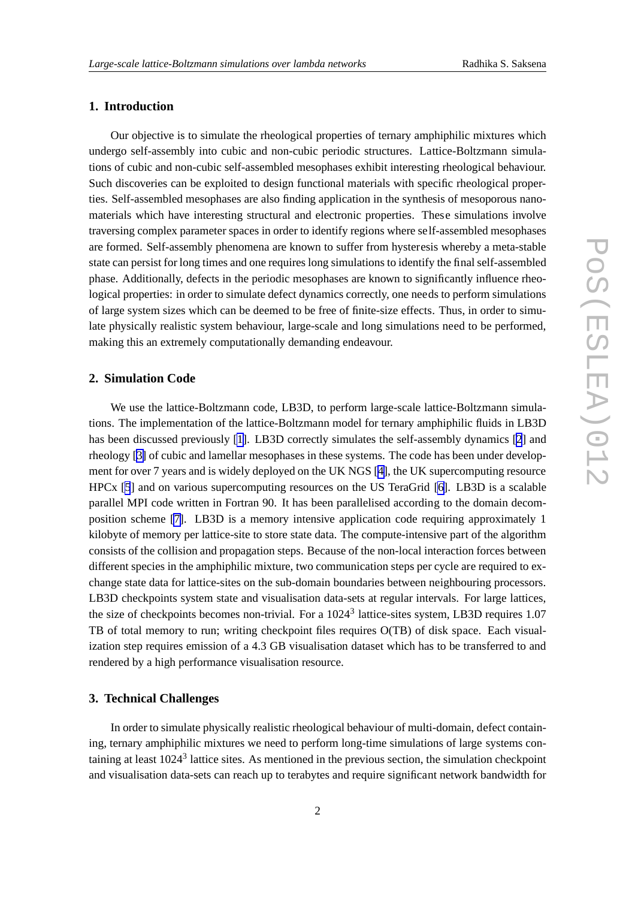## 1. Introduction

Our objective is to simulate the rheological properties of ternary amphiphilic mixtures which undergo self-assembly into cubic and non-cubic periodic structures. Lattice-Boltzmann simulations of cubic and non-cubic self-assembled mesophases exhibit interesting rheological behaviour. Such discoveries can be exploited to design functional materials with specific rheological properties. Self-assembled mesophases are also finding application in the synthesis of mesoporous nanomaterials which have interesting structural and electronic properties. These simulations involve traversing complex parameter spaces in order to identify regions where self-assembled mesophases are formed. Self-assembly phenomena are known to suffer from hysteresis whereby a meta-stable state can persist for long times and one requires long simulations to identify the final self-assembled phase. Additionally, defects in the periodic mesophases are known to significantly influence rheological properties: in order to simulate defect dynamics correctly, one needs to perform simulations of large system sizes which can be deemed to be free of finite-size effects. Thus, in order to simulate physically realistic system behaviour, large-scale and long simulations need to be performed, making this an extremely computationally demanding endeavour.

## 2. Simulation Code

We use the lattice-Boltzmann code, LB3D, to perform large-scale lattice-Boltzmann simulations. The implementation of the lattice-Boltzmann model for ternary amphiphilic fluids in LB3D has been discussed previously [1]. LB3D correctly simulates the self-assembly dynamics [2] and rheology [3] of cubic and lamellar mesophases in these systems. The code has been under development for over 7 years and is widely deployed on the UK NGS [4], the UK supercomputing resource HPCx [5] and on various supercomputing resources on the US TeraGrid [6]. LB3D is a scalable parallel MPI code written in Fortran 90. It has been parallelised according to the domain decomposition scheme [7]. LB3D is a memory intensive application code requiring approximately 1 kilobyte of memory per lattice-site to store state data. The compute-intensive part of the algorithm consists of the collision and propagation steps. Because of the non-local interaction forces between different species in the amphiphilic mixture, two communication steps per cycle are required to exchange state data for lattice-sites on the sub-domain boundaries between neighbouring processors. LB3D checkpoints system state and visualisation data-sets at regular intervals. For large lattices, the size of checkpoints becomes non-trivial. For a $1024^3$ lattice-sites system, LB3D requires 1.07 TB of total memory to run; writing checkpoint files requires O(TB) of disk space. Each visualization step requires emission of a 4.3 GB visualisation dataset which has to be transferred to and rendered by a high performance visualisation resource.

## 3. Technical Challenges

In order to simulate physically realistic rheological behaviour of multi-domain, defect containing, ternary amphiphilic mixtures we need to perform long-time simulations of large systems containing at least $1024^3$ lattice sites. As mentioned in the previous section, the simulation checkpoint and visualisation data-sets can reach up to terabytes and require significant network bandwidth for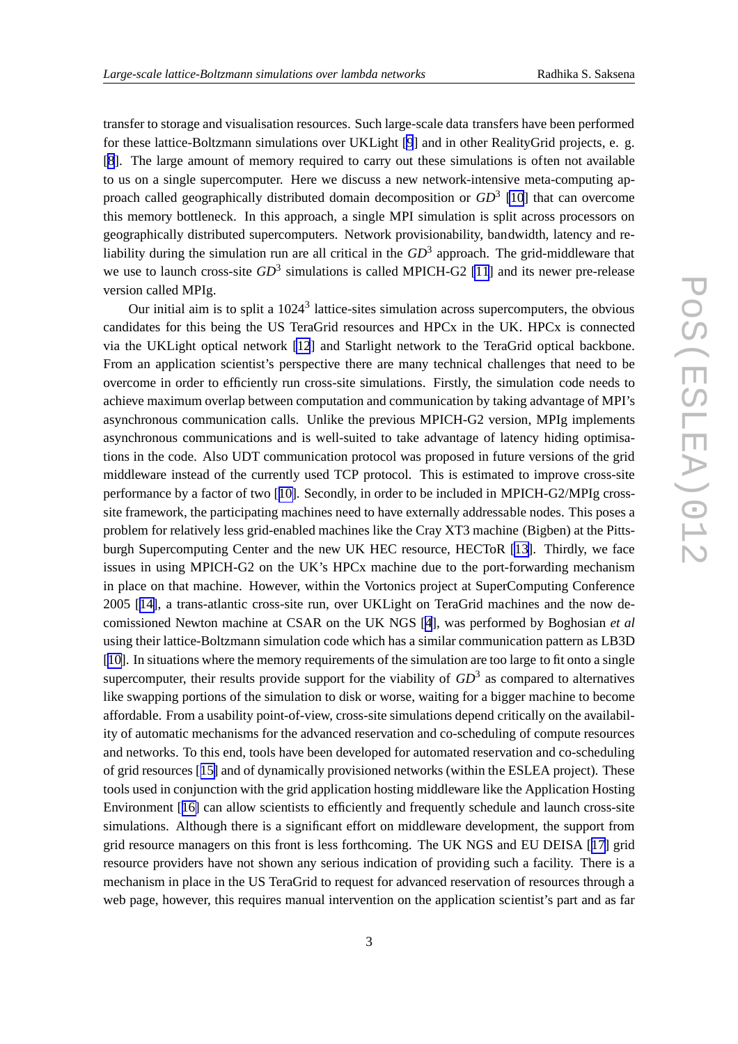transfer to storage and visualisation resources. Such large-scale data transfers have been performed for these lattice-Boltzmann simulations over UKLight [9] and in other RealityGrid projects, e. g. [8]. The large amount of memory required to carry out these simulations is often not available to us on a single supercomputer. Here we discuss a new network-intensive meta-computing approach called geographically distributed domain decomposition or $GD^3$ [10] that can overcome this memory bottleneck. In this approach, a single MPI simulation is split across processors on geographically distributed supercomputers. Network provisionability, bandwidth, latency and reliability during the simulation run are all critical in the $GD^3$ approach. The grid-middleware that we use to launch cross-site $GD^3$ simulations is called MPICH-G2 [11] and its newer pre-release version called MPIg.

Our initial aim is to split a $1024^3$ lattice-sites simulation across supercomputers, the obvious candidates for this being the US TeraGrid resources and HPCx in the UK. HPCx is connected via the UKLight optical network [12] and Starlight network to the TeraGrid optical backbone. From an application scientist's perspective there are many technical challenges that need to be overcome in order to efficiently run cross-site simulations. Firstly, the simulation code needs to achieve maximum overlap between computation and communication by taking advantage of MPI's asynchronous communication calls. Unlike the previous MPICH-G2 version, MPIg implements asynchronous communications and is well-suited to take advantage of latency hiding optimisations in the code. Also UDT communication protocol was proposed in future versions of the grid middleware instead of the currently used TCP protocol. This is estimated to improve cross-site performance by a factor of two [10]. Secondly, in order to be included in MPICH-G2/MPIg cross-site framework, the participating machines need to have externally addressable nodes. This poses a problem for relatively less grid-enabled machines like the Cray XT3 machine (Bigben) at the Pittsburgh Supercomputing Center and the new UK HEC resource, HECToR [13]. Thirdly, we face issues in using MPICH-G2 on the UK's HPCx machine due to the port-forwarding mechanism in place on that machine. However, within the Vortonics project at SuperComputing Conference 2005 [14], a trans-atlantic cross-site run, over UKLight on TeraGrid machines and the now decomissioned Newton machine at CSAR on the UK NGS [4], was performed by Boghosian *et al* using their lattice-Boltzmann simulation code which has a similar communication pattern as LB3D [10]. In situations where the memory requirements of the simulation are too large to fit onto a single supercomputer, their results provide support for the viability of $GD^3$ as compared to alternatives like swapping portions of the simulation to disk or worse, waiting for a bigger machine to become affordable. From a usability point-of-view, cross-site simulations depend critically on the availability of automatic mechanisms for the advanced reservation and co-scheduling of compute resources and networks. To this end, tools have been developed for automated reservation and co-scheduling of grid resources [15] and of dynamically provisioned networks (within the ESLEA project). These tools used in conjunction with the grid application hosting middleware like the Application Hosting Environment [16] can allow scientists to efficiently and frequently schedule and launch cross-site simulations. Although there is a significant effort on middleware development, the support from grid resource managers on this front is less forthcoming. The UK NGS and EU DEISA [17] grid resource providers have not shown any serious indication of providing such a facility. There is a mechanism in place in the US TeraGrid to request for advanced reservation of resources through a web page, however, this requires manual intervention on the application scientist's part and as far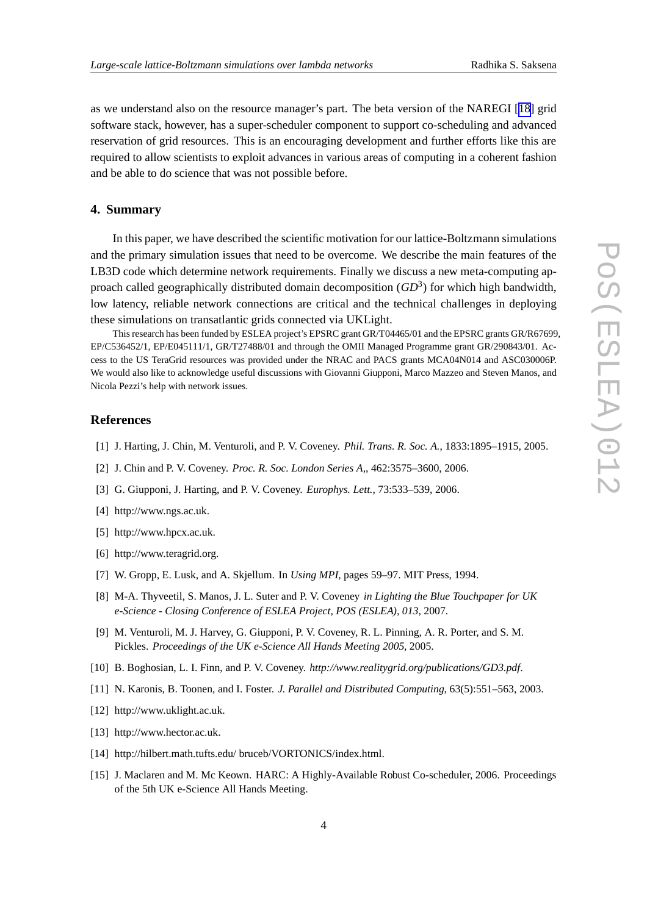as we understand also on the resource manager's part. The beta version of the NAREGI [18] grid software stack, however, has a super-scheduler component to support co-scheduling and advanced reservation of grid resources. This is an encouraging development and further efforts like this are required to allow scientists to exploit advances in various areas of computing in a coherent fashion and be able to do science that was not possible before.

## 4. Summary

In this paper, we have described the scientific motivation for our lattice-Boltzmann simulations and the primary simulation issues that need to be overcome. We describe the main features of the LB3D code which determine network requirements. Finally we discuss a new meta-computing approach called geographically distributed domain decomposition ($GD^3$) for which high bandwidth, low latency, reliable network connections are critical and the technical challenges in deploying these simulations on transatlantic grids connected via UKLight.

This research has been funded by ESLEA project's EPSRC grant GR/T04465/01 and the EPSRC grants GR/R67699, EP/C536452/1, EP/E045111/1, GR/T27488/01 and through the OMII Managed Programme grant GR/290843/01. Access to the US TeraGrid resources was provided under the NRAC and PACS grants MCA04N014 and ASC030006P. We would also like to acknowledge useful discussions with Giovanni Giupponi, Marco Mazzeo and Steven Manos, and Nicola Pezzi's help with network issues.

## References

[1] J. Harting, J. Chin, M. Venturoli, and P. V. Coveney. *Phil. Trans. R. Soc. A.*, 1833:1895–1915, 2005.

[2] J. Chin and P. V. Coveney. *Proc. R. Soc. London Series A,*, 462:3575–3600, 2006.

[3] G. Giupponi, J. Harting, and P. V. Coveney. *Europhys. Lett.*, 73:533–539, 2006.

[4] http://www.ngs.ac.uk.

[5] http://www.hpcx.ac.uk.

[6] http://www.teragrid.org.

[7] W. Gropp, E. Lusk, and A. Skjellum. In *Using MPI*, pages 59–97. MIT Press, 1994.

[8] M-A. Thyveetil, S. Manos, J. L. Suter and P. V. Coveney *in Lighting the Blue Touchpaper for UK e-Science - Closing Conference of ESLEA Project, POS (ESLEA), 013*, 2007.

[9] M. Venturoli, M. J. Harvey, G. Giupponi, P. V. Coveney, R. L. Pinning, A. R. Porter, and S. M. Pickles. *Proceedings of the UK e-Science All Hands Meeting 2005*, 2005.

[10] B. Boghosian, L. I. Finn, and P. V. Coveney. *http://www.realitygrid.org/publications/GD3.pdf*.

[11] N. Karonis, B. Toonen, and I. Foster. *J. Parallel and Distributed Computing*, 63(5):551–563, 2003.

[12] http://www.uklight.ac.uk.

[13] http://www.hector.ac.uk.

[14] http://hilbert.math.tufts.edu/ bruceb/VORTONICS/index.html.

[15] J. Maclaren and M. Mc Keown. HARC: A Highly-Available Robust Co-scheduler, 2006. Proceedings of the 5th UK e-Science All Hands Meeting.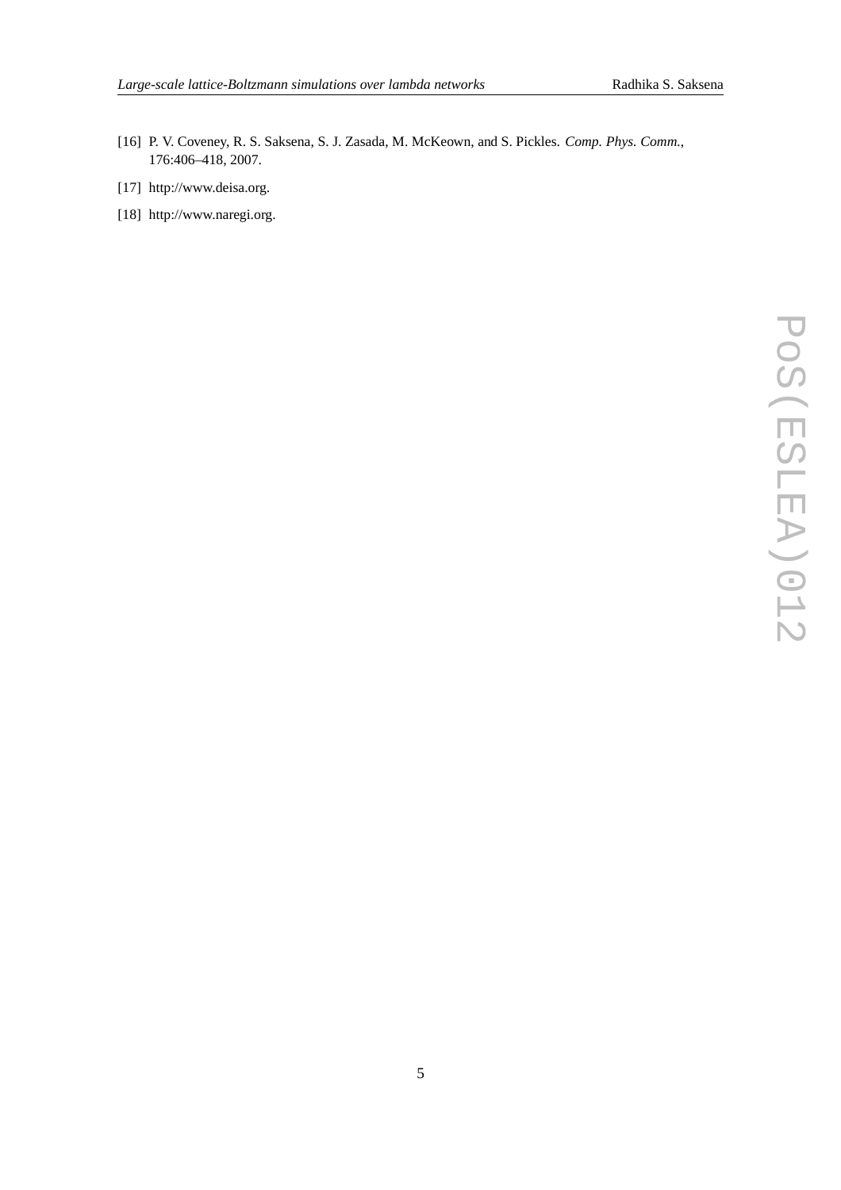[16] P. V. Coveney, R. S. Saksena, S. J. Zasada, M. McKeown, and S. Pickles. *Comp. Phys. Comm.*, 176:406–418, 2007.

[17] http://www.deisa.org.

[18] http://www.naregi.org.